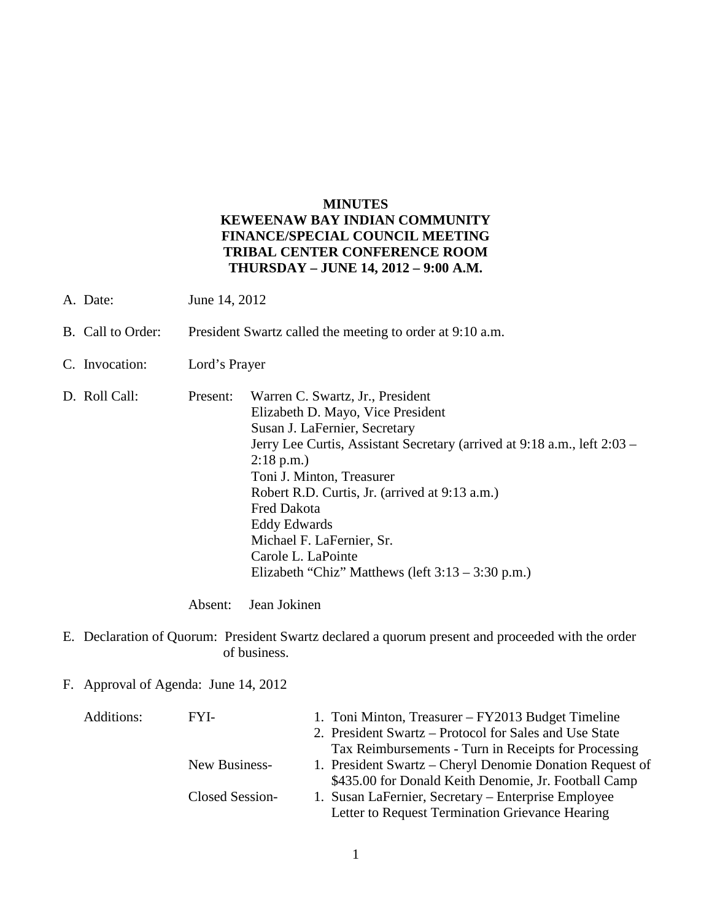**MINUTES**
**KEWEENAW BAY INDIAN COMMUNITY**
**FINANCE/SPECIAL COUNCIL MEETING**
**TRIBAL CENTER CONFERENCE ROOM**
**THURSDAY – JUNE 14, 2012 – 9:00 A.M.**

A. Date: June 14, 2012

B. Call to Order: President Swartz called the meeting to order at 9:10 a.m.

C. Invocation: Lord's Prayer

D. Roll Call: Present:
   - Warren C. Swartz, Jr., President
   - Elizabeth D. Mayo, Vice President
   - Susan J. LaFernier, Secretary
   - Jerry Lee Curtis, Assistant Secretary (arrived at 9:18 a.m., left 2:03 – 2:18 p.m.)
   - Toni J. Minton, Treasurer
   - Robert R.D. Curtis, Jr. (arrived at 9:13 a.m.)
   - Fred Dakota
   - Eddy Edwards
   - Michael F. LaFernier, Sr.
   - Carole L. LaPointe
   - Elizabeth "Chiz" Matthews (left 3:13 – 3:30 p.m.)

   Absent: Jean Jokinen

E. Declaration of Quorum: President Swartz declared a quorum present and proceeded with the order of business.

F. Approval of Agenda: June 14, 2012

Additions:

FYI-
1. Toni Minton, Treasurer – FY2013 Budget Timeline
2. President Swartz – Protocol for Sales and Use State Tax Reimbursements - Turn in Receipts for Processing

New Business-
1. President Swartz – Cheryl Denomie Donation Request of $435.00 for Donald Keith Denomie, Jr. Football Camp

Closed Session-
1. Susan LaFernier, Secretary – Enterprise Employee Letter to Request Termination Grievance Hearing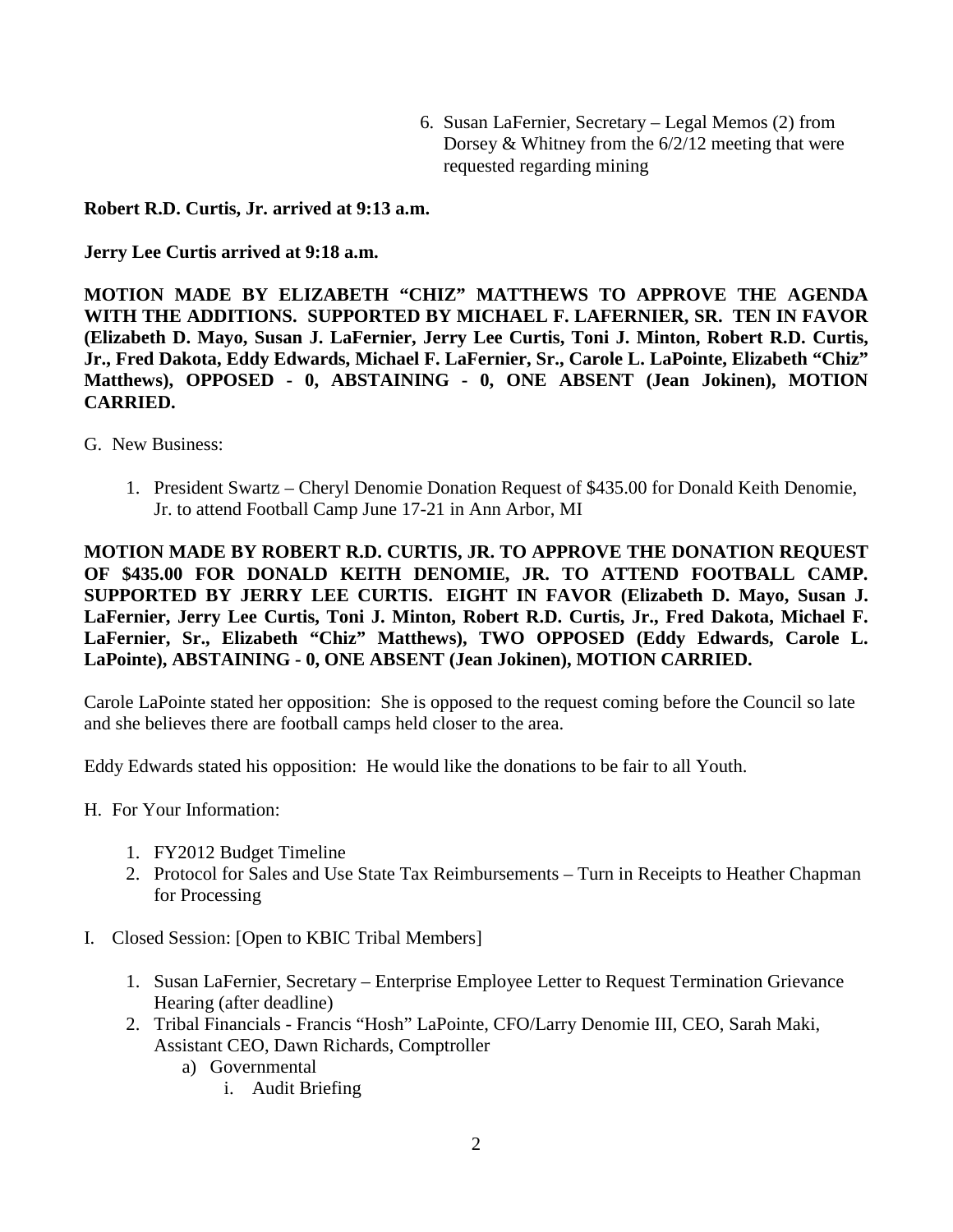6. Susan LaFernier, Secretary – Legal Memos (2) from Dorsey & Whitney from the 6/2/12 meeting that were requested regarding mining

**Robert R.D. Curtis, Jr. arrived at 9:13 a.m.**

**Jerry Lee Curtis arrived at 9:18 a.m.**

**MOTION MADE BY ELIZABETH "CHIZ" MATTHEWS TO APPROVE THE AGENDA WITH THE ADDITIONS. SUPPORTED BY MICHAEL F. LAFERNIER, SR. TEN IN FAVOR (Elizabeth D. Mayo, Susan J. LaFernier, Jerry Lee Curtis, Toni J. Minton, Robert R.D. Curtis, Jr., Fred Dakota, Eddy Edwards, Michael F. LaFernier, Sr., Carole L. LaPointe, Elizabeth "Chiz" Matthews), OPPOSED - 0, ABSTAINING - 0, ONE ABSENT (Jean Jokinen), MOTION CARRIED.**

G. New Business:

1. President Swartz – Cheryl Denomie Donation Request of $435.00 for Donald Keith Denomie, Jr. to attend Football Camp June 17-21 in Ann Arbor, MI

**MOTION MADE BY ROBERT R.D. CURTIS, JR. TO APPROVE THE DONATION REQUEST OF $435.00 FOR DONALD KEITH DENOMIE, JR. TO ATTEND FOOTBALL CAMP. SUPPORTED BY JERRY LEE CURTIS. EIGHT IN FAVOR (Elizabeth D. Mayo, Susan J. LaFernier, Jerry Lee Curtis, Toni J. Minton, Robert R.D. Curtis, Jr., Fred Dakota, Michael F. LaFernier, Sr., Elizabeth "Chiz" Matthews), TWO OPPOSED (Eddy Edwards, Carole L. LaPointe), ABSTAINING - 0, ONE ABSENT (Jean Jokinen), MOTION CARRIED.**

Carole LaPointe stated her opposition: She is opposed to the request coming before the Council so late and she believes there are football camps held closer to the area.

Eddy Edwards stated his opposition: He would like the donations to be fair to all Youth.

H. For Your Information:

1. FY2012 Budget Timeline
2. Protocol for Sales and Use State Tax Reimbursements – Turn in Receipts to Heather Chapman for Processing

I. Closed Session: [Open to KBIC Tribal Members]

1. Susan LaFernier, Secretary – Enterprise Employee Letter to Request Termination Grievance Hearing (after deadline)
2. Tribal Financials - Francis "Hosh" LaPointe, CFO/Larry Denomie III, CEO, Sarah Maki, Assistant CEO, Dawn Richards, Comptroller
   a) Governmental
      i. Audit Briefing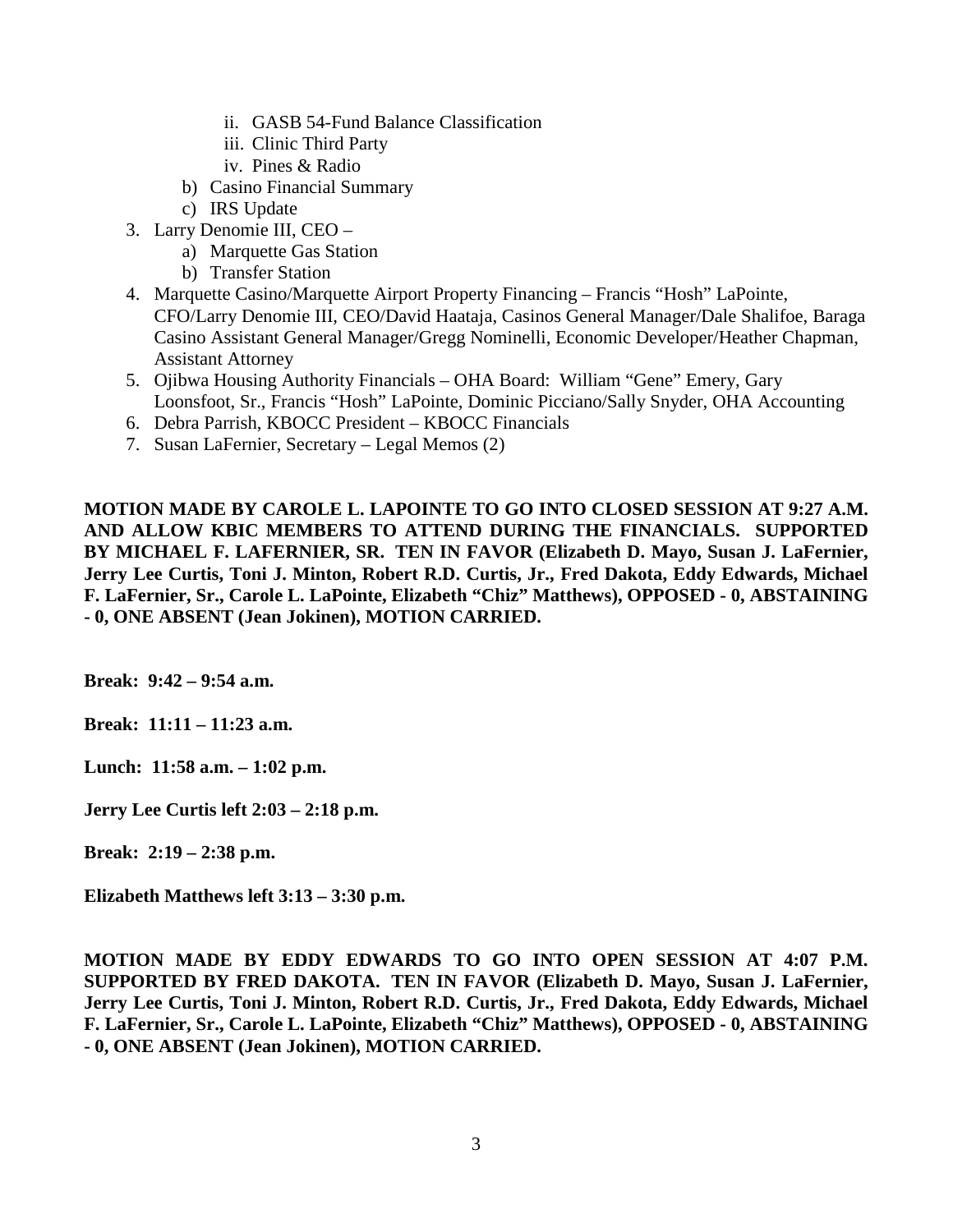- ii. GASB 54-Fund Balance Classification
   - iii. Clinic Third Party
   - iv. Pines & Radio
   - b) Casino Financial Summary
   - c) IRS Update
3. Larry Denomie III, CEO –
   - a) Marquette Gas Station
   - b) Transfer Station
4. Marquette Casino/Marquette Airport Property Financing – Francis "Hosh" LaPointe, CFO/Larry Denomie III, CEO/David Haataja, Casinos General Manager/Dale Shalifoe, Baraga Casino Assistant General Manager/Gregg Nominelli, Economic Developer/Heather Chapman, Assistant Attorney
5. Ojibwa Housing Authority Financials – OHA Board: William "Gene" Emery, Gary Loonsfoot, Sr., Francis "Hosh" LaPointe, Dominic Picciano/Sally Snyder, OHA Accounting
6. Debra Parrish, KBOCC President – KBOCC Financials
7. Susan LaFernier, Secretary – Legal Memos (2)

**MOTION MADE BY CAROLE L. LAPOINTE TO GO INTO CLOSED SESSION AT 9:27 A.M. AND ALLOW KBIC MEMBERS TO ATTEND DURING THE FINANCIALS. SUPPORTED BY MICHAEL F. LAFERNIER, SR. TEN IN FAVOR (Elizabeth D. Mayo, Susan J. LaFernier, Jerry Lee Curtis, Toni J. Minton, Robert R.D. Curtis, Jr., Fred Dakota, Eddy Edwards, Michael F. LaFernier, Sr., Carole L. LaPointe, Elizabeth "Chiz" Matthews), OPPOSED - 0, ABSTAINING - 0, ONE ABSENT (Jean Jokinen), MOTION CARRIED.**

**Break: 9:42 – 9:54 a.m.**

**Break: 11:11 – 11:23 a.m.**

**Lunch: 11:58 a.m. – 1:02 p.m.**

**Jerry Lee Curtis left 2:03 – 2:18 p.m.**

**Break: 2:19 – 2:38 p.m.**

**Elizabeth Matthews left 3:13 – 3:30 p.m.**

**MOTION MADE BY EDDY EDWARDS TO GO INTO OPEN SESSION AT 4:07 P.M. SUPPORTED BY FRED DAKOTA. TEN IN FAVOR (Elizabeth D. Mayo, Susan J. LaFernier, Jerry Lee Curtis, Toni J. Minton, Robert R.D. Curtis, Jr., Fred Dakota, Eddy Edwards, Michael F. LaFernier, Sr., Carole L. LaPointe, Elizabeth "Chiz" Matthews), OPPOSED - 0, ABSTAINING - 0, ONE ABSENT (Jean Jokinen), MOTION CARRIED.**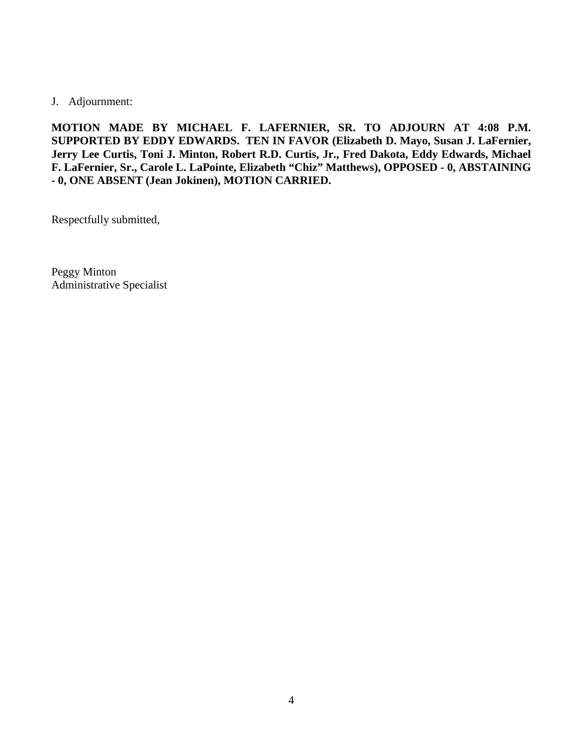J. Adjournment:

**MOTION MADE BY MICHAEL F. LAFERNIER, SR. TO ADJOURN AT 4:08 P.M. SUPPORTED BY EDDY EDWARDS. TEN IN FAVOR (Elizabeth D. Mayo, Susan J. LaFernier, Jerry Lee Curtis, Toni J. Minton, Robert R.D. Curtis, Jr., Fred Dakota, Eddy Edwards, Michael F. LaFernier, Sr., Carole L. LaPointe, Elizabeth "Chiz" Matthews), OPPOSED - 0, ABSTAINING - 0, ONE ABSENT (Jean Jokinen), MOTION CARRIED.**

Respectfully submitted,

Peggy Minton
Administrative Specialist